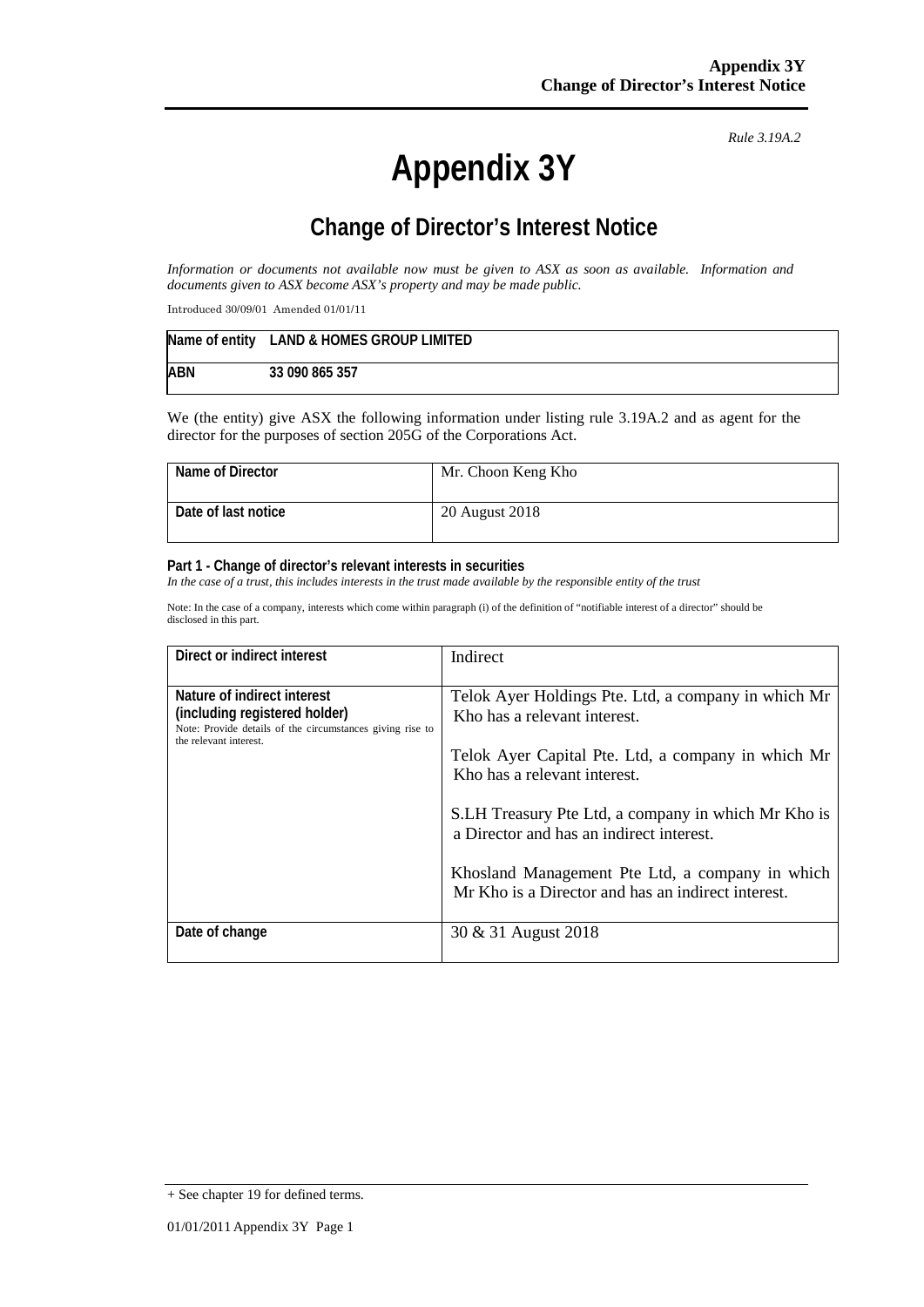*Rule 3.19A.2*

# Appendix 3Y

## Change of Director's Interest Notice

*Information or documents not available now must be given to ASX as soon as available. Information and documents given to ASX become ASX's property and may be made public.*

Introduced 30/09/01 Amended 01/01/11

| Name of entity | LAND & HOMES GROUP LIMITED |
|---|---|
| ABN | 33 090 865 357 |

We (the entity) give ASX the following information under listing rule 3.19A.2 and as agent for the director for the purposes of section 205G of the Corporations Act.

| Name of Director | Mr. Choon Keng Kho |
|---|---|
| Date of last notice | 20 August 2018 |

**Part 1 - Change of director's relevant interests in securities**

*In the case of a trust, this includes interests in the trust made available by the responsible entity of the trust*

Note: In the case of a company, interests which come within paragraph (i) of the definition of "notifiable interest of a director" should be disclosed in this part.

| Direct or indirect interest | Indirect |
|---|---|
| **Nature of indirect interest (including registered holder)**<br>Note: Provide details of the circumstances giving rise to the relevant interest. | Telok Ayer Holdings Pte. Ltd, a company in which Mr Kho has a relevant interest.<br><br>Telok Ayer Capital Pte. Ltd, a company in which Mr Kho has a relevant interest.<br><br>S.LH Treasury Pte Ltd, a company in which Mr Kho is a Director and has an indirect interest.<br><br>Khosland Management Pte Ltd, a company in which Mr Kho is a Director and has an indirect interest. |
| Date of change | 30 & 31 August 2018 |

+ See chapter 19 for defined terms.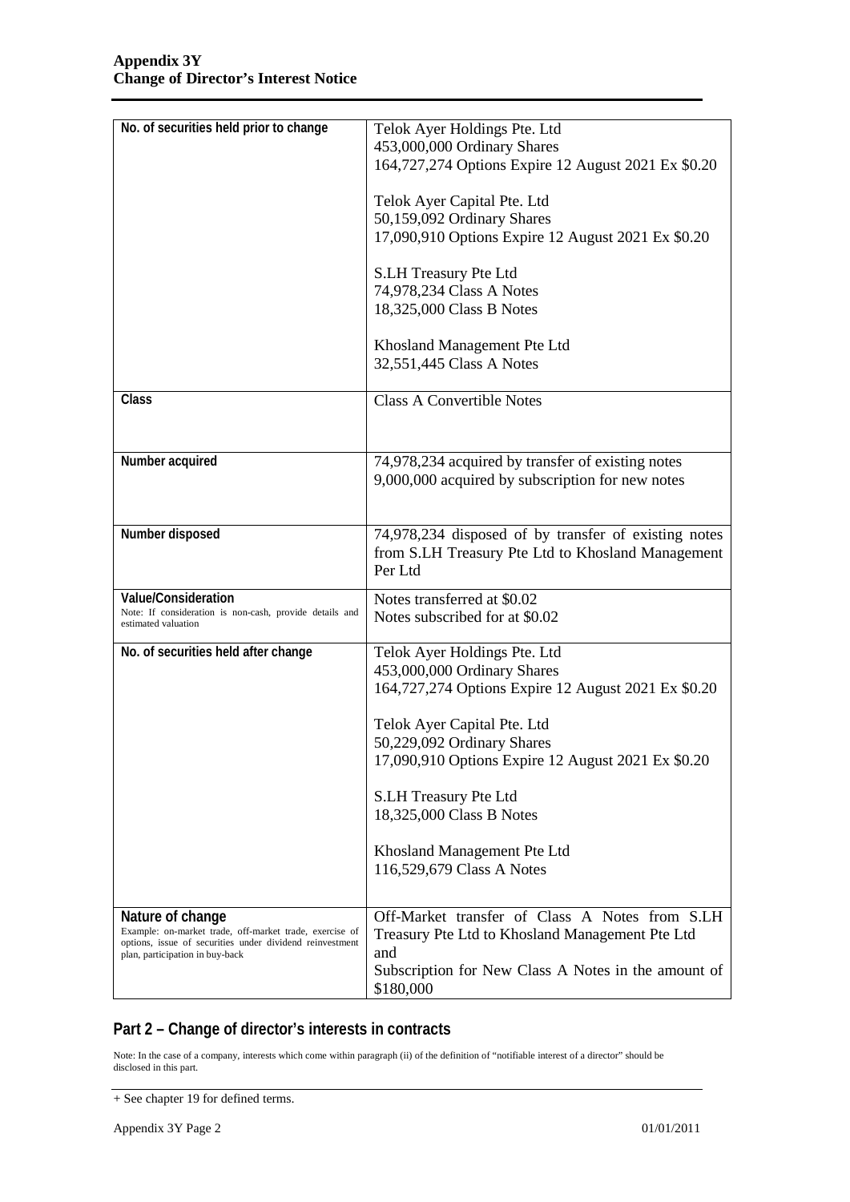| | |
|---|---|
| **No. of securities held prior to change** | Telok Ayer Holdings Pte. Ltd<br>453,000,000 Ordinary Shares<br>164,727,274 Options Expire 12 August 2021 Ex $0.20<br><br>Telok Ayer Capital Pte. Ltd<br>50,159,092 Ordinary Shares<br>17,090,910 Options Expire 12 August 2021 Ex $0.20<br><br>S.LH Treasury Pte Ltd<br>74,978,234 Class A Notes<br>18,325,000 Class B Notes<br><br>Khosland Management Pte Ltd<br>32,551,445 Class A Notes |
| **Class** | Class A Convertible Notes |
| **Number acquired** | 74,978,234 acquired by transfer of existing notes<br>9,000,000 acquired by subscription for new notes |
| **Number disposed** | 74,978,234 disposed of by transfer of existing notes from S.LH Treasury Pte Ltd to Khosland Management Per Ltd |
| **Value/Consideration**<br>Note: If consideration is non-cash, provide details and estimated valuation | Notes transferred at $0.02<br>Notes subscribed for at $0.02 |
| **No. of securities held after change** | Telok Ayer Holdings Pte. Ltd<br>453,000,000 Ordinary Shares<br>164,727,274 Options Expire 12 August 2021 Ex $0.20<br><br>Telok Ayer Capital Pte. Ltd<br>50,229,092 Ordinary Shares<br>17,090,910 Options Expire 12 August 2021 Ex $0.20<br><br>S.LH Treasury Pte Ltd<br>18,325,000 Class B Notes<br><br>Khosland Management Pte Ltd<br>116,529,679 Class A Notes |
| **Nature of change**<br>Example: on-market trade, off-market trade, exercise of options, issue of securities under dividend reinvestment plan, participation in buy-back | Off-Market transfer of Class A Notes from S.LH Treasury Pte Ltd to Khosland Management Pte Ltd<br>and<br>Subscription for New Class A Notes in the amount of $180,000 |

## Part 2 – Change of director's interests in contracts

Note: In the case of a company, interests which come within paragraph (ii) of the definition of "notifiable interest of a director" should be disclosed in this part.

+ See chapter 19 for defined terms.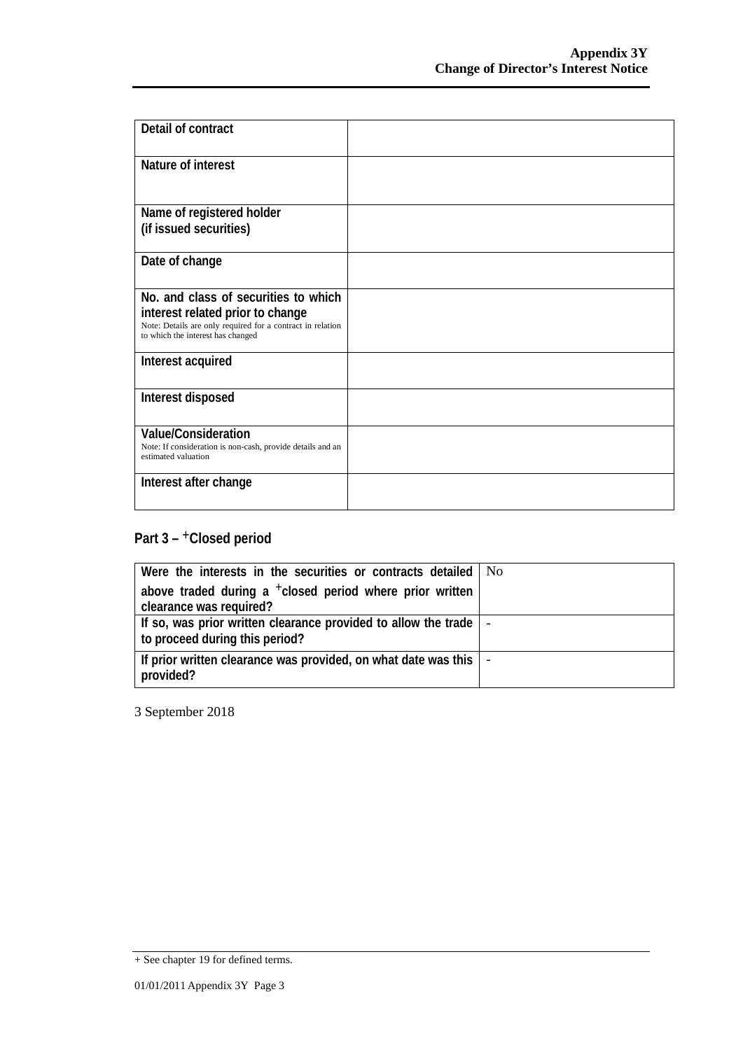| | |
|---|---|
| Detail of contract | |
| Nature of interest | |
| Name of registered holder (if issued securities) | |
| Date of change | |
| No. and class of securities to which interest related prior to change<br>Note: Details are only required for a contract in relation to which the interest has changed | |
| Interest acquired | |
| Interest disposed | |
| Value/Consideration<br>Note: If consideration is non-cash, provide details and an estimated valuation | |
| Interest after change | |

## Part 3 – +Closed period

| | |
|---|---|
| Were the interests in the securities or contracts detailed above traded during a +closed period where prior written clearance was required? | No |
| If so, was prior written clearance provided to allow the trade to proceed during this period? | - |
| If prior written clearance was provided, on what date was this provided? | - |

3 September 2018

+ See chapter 19 for defined terms.